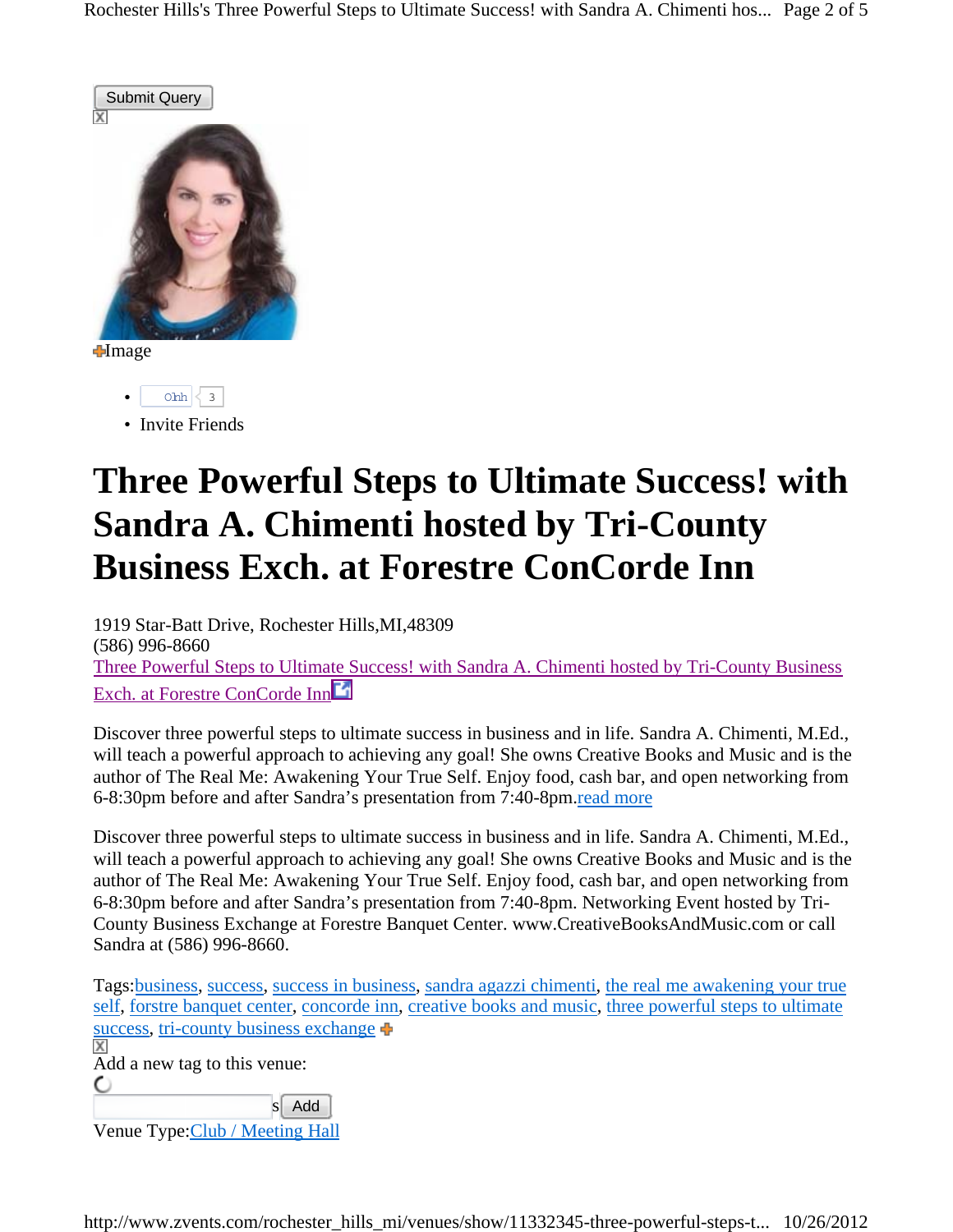Submit Query

Image

- Olnh 3
- Invite Friends

# Three Powerful Steps to Ultimate Success! with Sandra A. Chimenti hosted by Tri-County Business Exch. at Forestre ConCorde Inn

1919 Star-Batt Drive, Rochester Hills,MI,48309
(586) 996-8660
Three Powerful Steps to Ultimate Success! with Sandra A. Chimenti hosted by Tri-County Business Exch. at Forestre ConCorde Inn

Discover three powerful steps to ultimate success in business and in life. Sandra A. Chimenti, M.Ed., will teach a powerful approach to achieving any goal! She owns Creative Books and Music and is the author of The Real Me: Awakening Your True Self. Enjoy food, cash bar, and open networking from 6-8:30pm before and after Sandra's presentation from 7:40-8pm.read more

Discover three powerful steps to ultimate success in business and in life. Sandra A. Chimenti, M.Ed., will teach a powerful approach to achieving any goal! She owns Creative Books and Music and is the author of The Real Me: Awakening Your True Self. Enjoy food, cash bar, and open networking from 6-8:30pm before and after Sandra's presentation from 7:40-8pm. Networking Event hosted by Tri-County Business Exchange at Forestre Banquet Center. www.CreativeBooksAndMusic.com or call Sandra at (586) 996-8660.

Tags:business, success, success in business, sandra agazzi chimenti, the real me awakening your true self, forstre banquet center, concorde inn, creative books and music, three powerful steps to ultimate success, tri-county business exchange

Add a new tag to this venue:

s Add

Venue Type:Club / Meeting Hall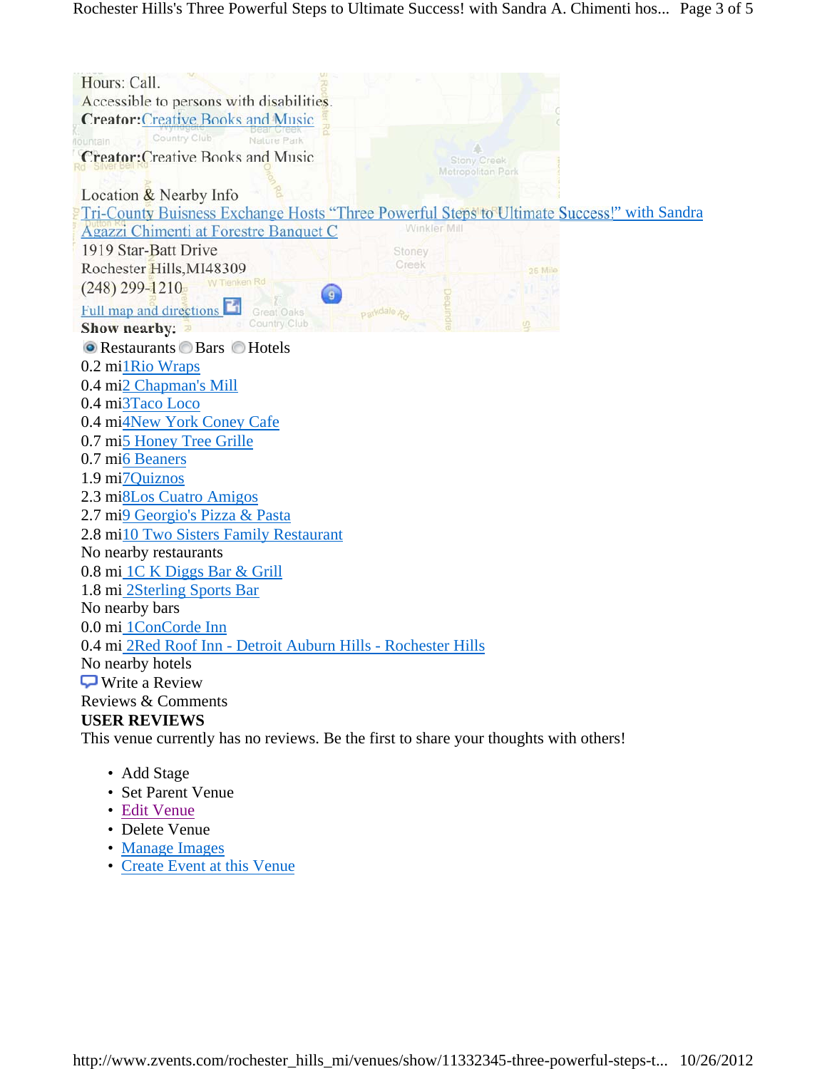Hours: Call.

Accessible to persons with disabilities.

**Creator:**Creative Books and Music

**Creator:**Creative Books and Music

Location & Nearby Info

Tri-County Buisness Exchange Hosts "Three Powerful Steps to Ultimate Success!" with Sandra Agazzi Chimenti at Forestre Banquet C

1919 Star-Batt Drive
Rochester Hills,MI48309
(248) 299-1210

Full map and directions

**Show nearby:**

Restaurants Bars Hotels

0.2 mi1Rio Wraps
0.4 mi2 Chapman's Mill
0.4 mi3Taco Loco
0.4 mi4New York Coney Cafe
0.7 mi5 Honey Tree Grille
0.7 mi6 Beaners
1.9 mi7Quiznos
2.3 mi8Los Cuatro Amigos
2.7 mi9 Georgio's Pizza & Pasta
2.8 mi10 Two Sisters Family Restaurant
No nearby restaurants
0.8 mi 1C K Diggs Bar & Grill
1.8 mi 2Sterling Sports Bar
No nearby bars
0.0 mi 1ConCorde Inn
0.4 mi 2Red Roof Inn - Detroit Auburn Hills - Rochester Hills
No nearby hotels

Write a Review

Reviews & Comments

**USER REVIEWS**

This venue currently has no reviews. Be the first to share your thoughts with others!

- Add Stage
- Set Parent Venue
- Edit Venue
- Delete Venue
- Manage Images
- Create Event at this Venue